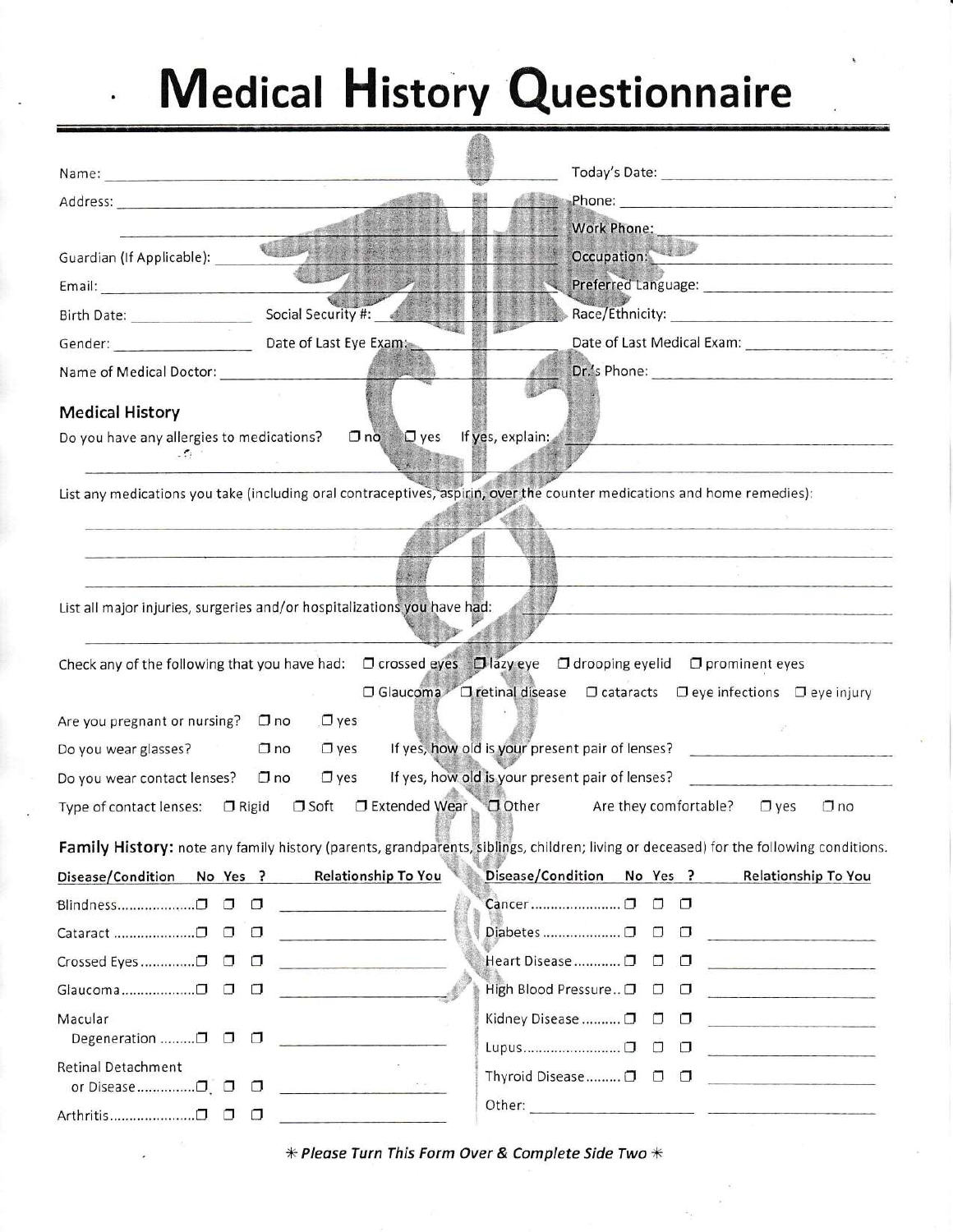# Medical History Questionnaire

Name: ______________________ Today's Date: ______________________

Address: ______________________ Phone: ______________________

______________________ Work Phone: ______________________

Guardian (If Applicable): ______________________ Occupation: ______________________

Email: ______________________ Preferred Language: ______________________

Birth Date: __________ Social Security #: __________ Race/Ethnicity: ______________________

Gender: __________ Date of Last Eye Exam: __________ Date of Last Medical Exam: ______________________

Name of Medical Doctor: ______________________ Dr.'s Phone: ______________________

## Medical History

Do you have any allergies to medications? ☐ no ☐ yes If yes, explain: ______________________

List any medications you take (including oral contraceptives, aspirin, over the counter medications and home remedies):

______________________

List all major injuries, surgeries and/or hospitalizations you have had: ______________________

Check any of the following that you have had: ☐ crossed eyes ☐ lazy eye ☐ drooping eyelid ☐ prominent eyes ☐ Glaucoma ☐ retinal disease ☐ cataracts ☐ eye infections ☐ eye injury

Are you pregnant or nursing? ☐ no ☐ yes

Do you wear glasses? ☐ no ☐ yes If yes, how old is your present pair of lenses? __________

Do you wear contact lenses? ☐ no ☐ yes If yes, how old is your present pair of lenses? __________

Type of contact lenses: ☐ Rigid ☐ Soft ☐ Extended Wear ☐ Other Are they comfortable? ☐ yes ☐ no

**Family History:** note any family history (parents, grandparents, siblings, children; living or deceased) for the following conditions.

| Disease/Condition | No | Yes | ? | Relationship To You |
|---|---|---|---|---|
| Blindness | ☐ | ☐ | ☐ | |
| Cataract | ☐ | ☐ | ☐ | |
| Crossed Eyes | ☐ | ☐ | ☐ | |
| Glaucoma | ☐ | ☐ | ☐ | |
| Macular Degeneration | ☐ | ☐ | ☐ | |
| Retinal Detachment or Disease | ☐ | ☐ | ☐ | |
| Arthritis | ☐ | ☐ | ☐ | |
| Cancer | ☐ | ☐ | ☐ | |
| Diabetes | ☐ | ☐ | ☐ | |
| Heart Disease | ☐ | ☐ | ☐ | |
| High Blood Pressure | ☐ | ☐ | ☐ | |
| Kidney Disease | ☐ | ☐ | ☐ | |
| Lupus | ☐ | ☐ | ☐ | |
| Thyroid Disease | ☐ | ☐ | ☐ | |
| Other: | | | | |

*✳ Please Turn This Form Over & Complete Side Two ✳*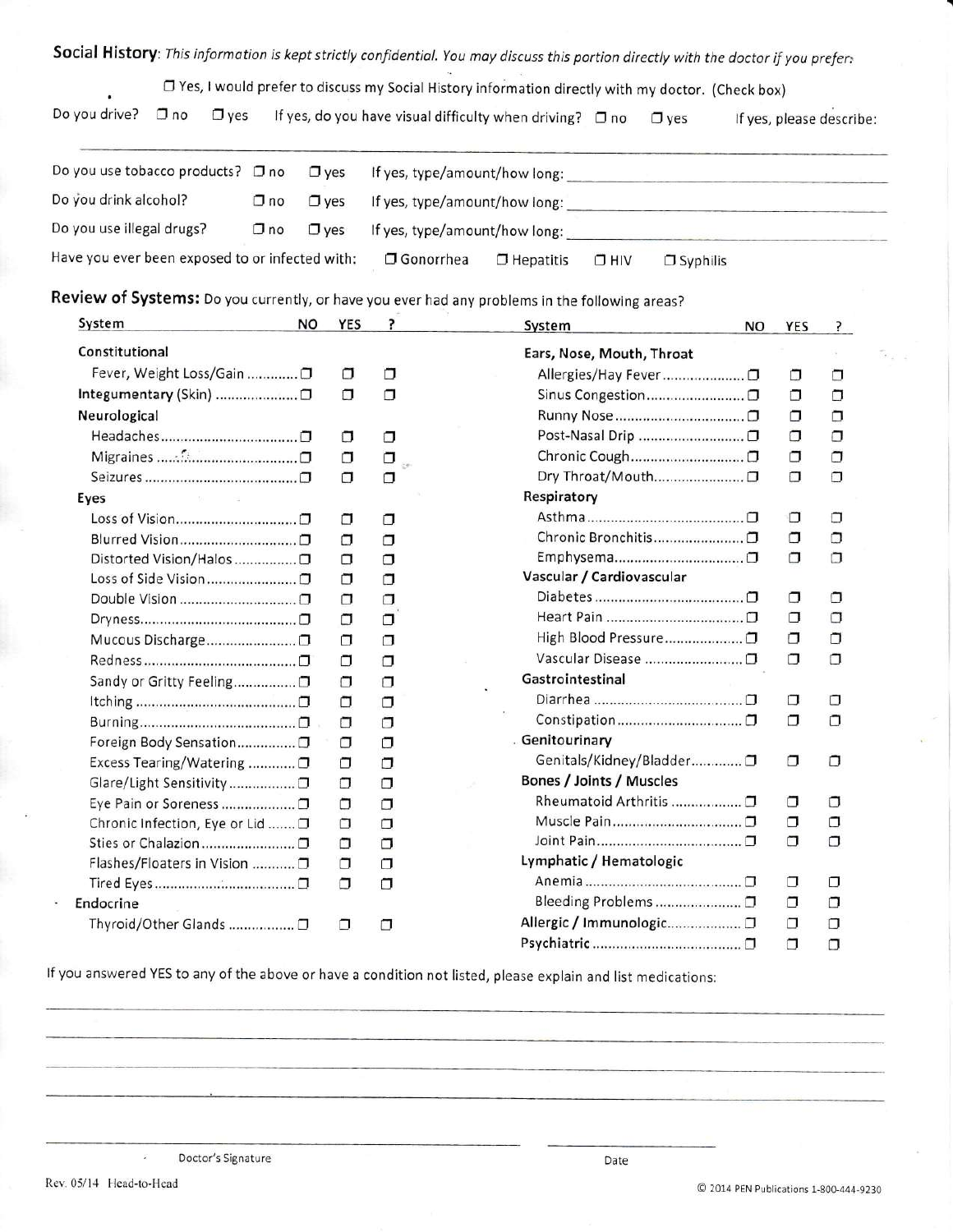**Social History**: *This information is kept strictly confidential. You may discuss this portion directly with the doctor if you prefer:*

☐ Yes, I would prefer to discuss my Social History information directly with my doctor. (Check box)

Do you drive? ☐ no ☐ yes  If yes, do you have visual difficulty when driving? ☐ no ☐ yes  If yes, please describe: ____________________

Do you use tobacco products? ☐ no ☐ yes  If yes, type/amount/how long: ____________________

Do you drink alcohol? ☐ no ☐ yes  If yes, type/amount/how long: ____________________

Do you use illegal drugs? ☐ no ☐ yes  If yes, type/amount/how long: ____________________

Have you ever been exposed to or infected with: ☐ Gonorrhea ☐ Hepatitis ☐ HIV ☐ Syphilis

**Review of Systems:** Do you currently, or have you ever had any problems in the following areas?

| System | NO | YES | ? |
|---|---|---|---|
| **Constitutional** | | | |
| Fever, Weight Loss/Gain | ☐ | ☐ | ☐ |
| **Integumentary (Skin)** | ☐ | ☐ | ☐ |
| **Neurological** | | | |
| Headaches | ☐ | ☐ | ☐ |
| Migraines | ☐ | ☐ | ☐ |
| Seizures | ☐ | ☐ | ☐ |
| **Eyes** | | | |
| Loss of Vision | ☐ | ☐ | ☐ |
| Blurred Vision | ☐ | ☐ | ☐ |
| Distorted Vision/Halos | ☐ | ☐ | ☐ |
| Loss of Side Vision | ☐ | ☐ | ☐ |
| Double Vision | ☐ | ☐ | ☐ |
| Dryness | ☐ | ☐ | ☐ |
| Mucous Discharge | ☐ | ☐ | ☐ |
| Redness | ☐ | ☐ | ☐ |
| Sandy or Gritty Feeling | ☐ | ☐ | ☐ |
| Itching | ☐ | ☐ | ☐ |
| Burning | ☐ | ☐ | ☐ |
| Foreign Body Sensation | ☐ | ☐ | ☐ |
| Excess Tearing/Watering | ☐ | ☐ | ☐ |
| Glare/Light Sensitivity | ☐ | ☐ | ☐ |
| Eye Pain or Soreness | ☐ | ☐ | ☐ |
| Chronic Infection, Eye or Lid | ☐ | ☐ | ☐ |
| Sties or Chalazion | ☐ | ☐ | ☐ |
| Flashes/Floaters in Vision | ☐ | ☐ | ☐ |
| Tired Eyes | ☐ | ☐ | ☐ |
| **Endocrine** | | | |
| Thyroid/Other Glands | ☐ | ☐ | ☐ |

| System | NO | YES | ? |
|---|---|---|---|
| **Ears, Nose, Mouth, Throat** | | | |
| Allergies/Hay Fever | ☐ | ☐ | ☐ |
| Sinus Congestion | ☐ | ☐ | ☐ |
| Runny Nose | ☐ | ☐ | ☐ |
| Post-Nasal Drip | ☐ | ☐ | ☐ |
| Chronic Cough | ☐ | ☐ | ☐ |
| Dry Throat/Mouth | ☐ | ☐ | ☐ |
| **Respiratory** | | | |
| Asthma | ☐ | ☐ | ☐ |
| Chronic Bronchitis | ☐ | ☐ | ☐ |
| Emphysema | ☐ | ☐ | ☐ |
| **Vascular / Cardiovascular** | | | |
| Diabetes | ☐ | ☐ | ☐ |
| Heart Pain | ☐ | ☐ | ☐ |
| High Blood Pressure | ☐ | ☐ | ☐ |
| Vascular Disease | ☐ | ☐ | ☐ |
| **Gastrointestinal** | | | |
| Diarrhea | ☐ | ☐ | ☐ |
| Constipation | ☐ | ☐ | ☐ |
| **Genitourinary** | | | |
| Genitals/Kidney/Bladder | ☐ | ☐ | ☐ |
| **Bones / Joints / Muscles** | | | |
| Rheumatoid Arthritis | ☐ | ☐ | ☐ |
| Muscle Pain | ☐ | ☐ | ☐ |
| Joint Pain | ☐ | ☐ | ☐ |
| **Lymphatic / Hematologic** | | | |
| Anemia | ☐ | ☐ | ☐ |
| Bleeding Problems | ☐ | ☐ | ☐ |
| **Allergic / Immunologic** | ☐ | ☐ | ☐ |
| **Psychiatric** | ☐ | ☐ | ☐ |

If you answered YES to any of the above or have a condition not listed, please explain and list medications:

____________________

____________________

____________________

____________________

____________________ Doctor's Signature  ____________________ Date

Rev. 05/14 Head-to-Head

© 2014 PEN Publications 1-800-444-9230